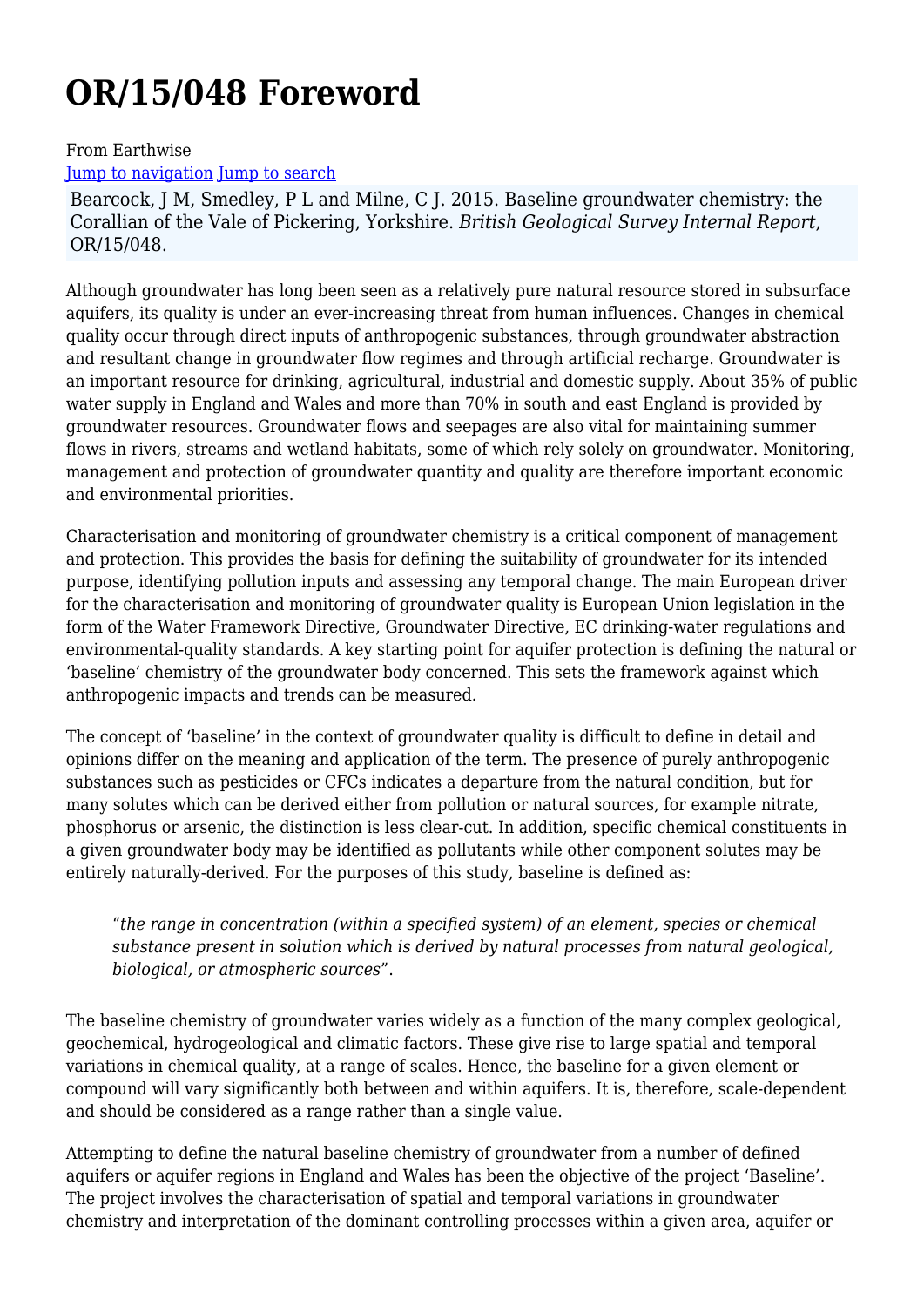# OR/15/048 Foreword

From Earthwise

Jump to navigation Jump to search

Bearcock, J M, Smedley, P L and Milne, C J. 2015. Baseline groundwater chemistry: the Corallian of the Vale of Pickering, Yorkshire. *British Geological Survey Internal Report*, OR/15/048.

Although groundwater has long been seen as a relatively pure natural resource stored in subsurface aquifers, its quality is under an ever-increasing threat from human influences. Changes in chemical quality occur through direct inputs of anthropogenic substances, through groundwater abstraction and resultant change in groundwater flow regimes and through artificial recharge. Groundwater is an important resource for drinking, agricultural, industrial and domestic supply. About 35% of public water supply in England and Wales and more than 70% in south and east England is provided by groundwater resources. Groundwater flows and seepages are also vital for maintaining summer flows in rivers, streams and wetland habitats, some of which rely solely on groundwater. Monitoring, management and protection of groundwater quantity and quality are therefore important economic and environmental priorities.

Characterisation and monitoring of groundwater chemistry is a critical component of management and protection. This provides the basis for defining the suitability of groundwater for its intended purpose, identifying pollution inputs and assessing any temporal change. The main European driver for the characterisation and monitoring of groundwater quality is European Union legislation in the form of the Water Framework Directive, Groundwater Directive, EC drinking-water regulations and environmental-quality standards. A key starting point for aquifer protection is defining the natural or 'baseline' chemistry of the groundwater body concerned. This sets the framework against which anthropogenic impacts and trends can be measured.

The concept of 'baseline' in the context of groundwater quality is difficult to define in detail and opinions differ on the meaning and application of the term. The presence of purely anthropogenic substances such as pesticides or CFCs indicates a departure from the natural condition, but for many solutes which can be derived either from pollution or natural sources, for example nitrate, phosphorus or arsenic, the distinction is less clear-cut. In addition, specific chemical constituents in a given groundwater body may be identified as pollutants while other component solutes may be entirely naturally-derived. For the purposes of this study, baseline is defined as:

> "*the range in concentration (within a specified system) of an element, species or chemical substance present in solution which is derived by natural processes from natural geological, biological, or atmospheric sources*".

The baseline chemistry of groundwater varies widely as a function of the many complex geological, geochemical, hydrogeological and climatic factors. These give rise to large spatial and temporal variations in chemical quality, at a range of scales. Hence, the baseline for a given element or compound will vary significantly both between and within aquifers. It is, therefore, scale-dependent and should be considered as a range rather than a single value.

Attempting to define the natural baseline chemistry of groundwater from a number of defined aquifers or aquifer regions in England and Wales has been the objective of the project 'Baseline'. The project involves the characterisation of spatial and temporal variations in groundwater chemistry and interpretation of the dominant controlling processes within a given area, aquifer or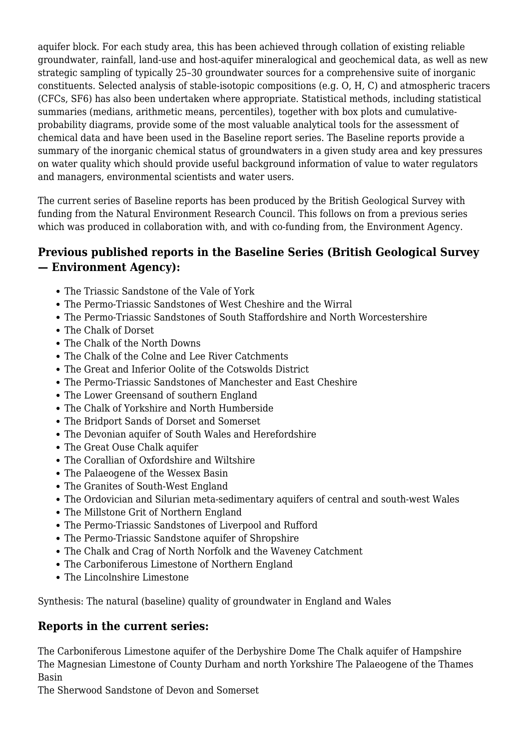aquifer block. For each study area, this has been achieved through collation of existing reliable groundwater, rainfall, land-use and host-aquifer mineralogical and geochemical data, as well as new strategic sampling of typically 25–30 groundwater sources for a comprehensive suite of inorganic constituents. Selected analysis of stable-isotopic compositions (e.g. O, H, C) and atmospheric tracers (CFCs, $SF_6$) has also been undertaken where appropriate. Statistical methods, including statistical summaries (medians, arithmetic means, percentiles), together with box plots and cumulative-probability diagrams, provide some of the most valuable analytical tools for the assessment of chemical data and have been used in the Baseline report series. The Baseline reports provide a summary of the inorganic chemical status of groundwaters in a given study area and key pressures on water quality which should provide useful background information of value to water regulators and managers, environmental scientists and water users.

The current series of Baseline reports has been produced by the British Geological Survey with funding from the Natural Environment Research Council. This follows on from a previous series which was produced in collaboration with, and with co-funding from, the Environment Agency.

## Previous published reports in the Baseline Series (British Geological Survey — Environment Agency):

- The Triassic Sandstone of the Vale of York
- The Permo-Triassic Sandstones of West Cheshire and the Wirral
- The Permo-Triassic Sandstones of South Staffordshire and North Worcestershire
- The Chalk of Dorset
- The Chalk of the North Downs
- The Chalk of the Colne and Lee River Catchments
- The Great and Inferior Oolite of the Cotswolds District
- The Permo-Triassic Sandstones of Manchester and East Cheshire
- The Lower Greensand of southern England
- The Chalk of Yorkshire and North Humberside
- The Bridport Sands of Dorset and Somerset
- The Devonian aquifer of South Wales and Herefordshire
- The Great Ouse Chalk aquifer
- The Corallian of Oxfordshire and Wiltshire
- The Palaeogene of the Wessex Basin
- The Granites of South-West England
- The Ordovician and Silurian meta-sedimentary aquifers of central and south-west Wales
- The Millstone Grit of Northern England
- The Permo-Triassic Sandstones of Liverpool and Rufford
- The Permo-Triassic Sandstone aquifer of Shropshire
- The Chalk and Crag of North Norfolk and the Waveney Catchment
- The Carboniferous Limestone of Northern England
- The Lincolnshire Limestone

Synthesis: The natural (baseline) quality of groundwater in England and Wales

## Reports in the current series:

The Carboniferous Limestone aquifer of the Derbyshire Dome The Chalk aquifer of Hampshire The Magnesian Limestone of County Durham and north Yorkshire The Palaeogene of the Thames Basin
The Sherwood Sandstone of Devon and Somerset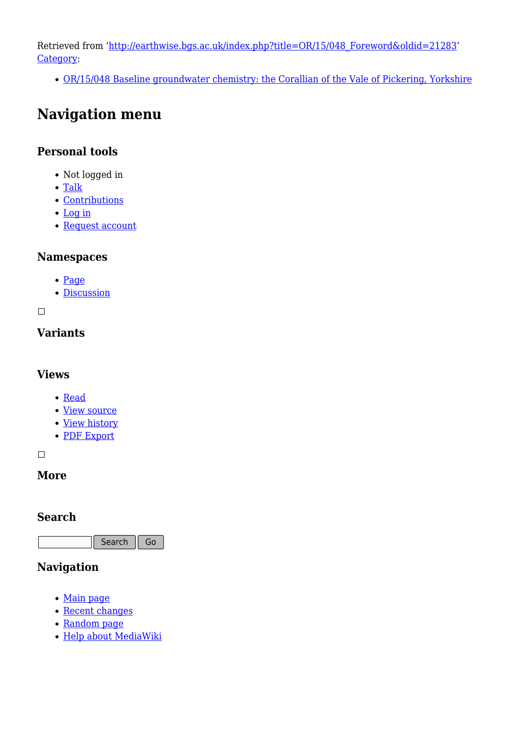Retrieved from 'http://earthwise.bgs.ac.uk/index.php?title=OR/15/048_Foreword&oldid=21283'
Category:

- OR/15/048 Baseline groundwater chemistry: the Corallian of the Vale of Pickering, Yorkshire

# Navigation menu

## Personal tools

- Not logged in
- Talk
- Contributions
- Log in
- Request account

## Namespaces

- Page
- Discussion

## Variants

## Views

- Read
- View source
- View history
- PDF Export

## More

## Search

Search Go

## Navigation

- Main page
- Recent changes
- Random page
- Help about MediaWiki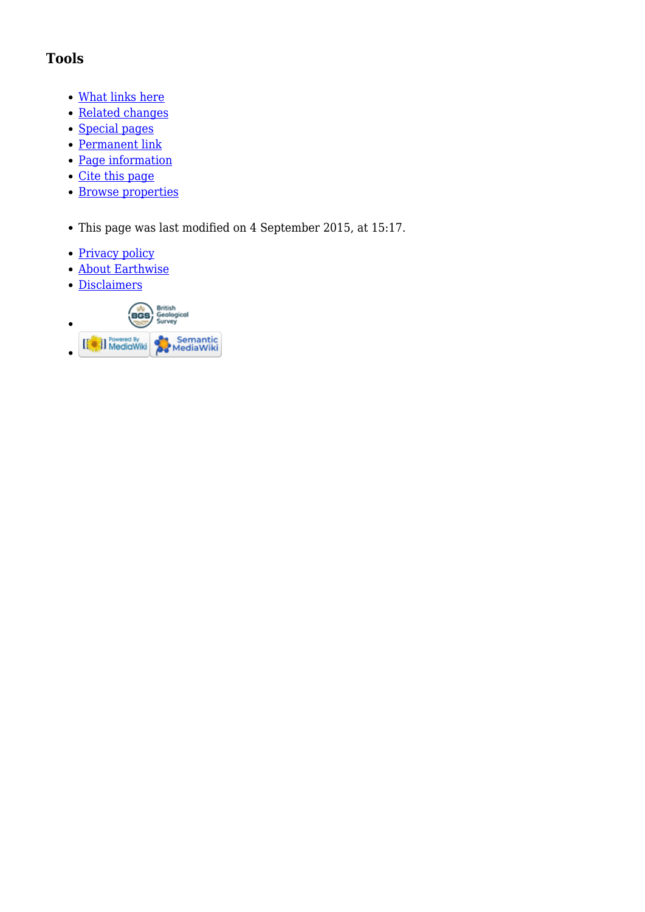## Tools

- What links here
- Related changes
- Special pages
- Permanent link
- Page information
- Cite this page
- Browse properties

- This page was last modified on 4 September 2015, at 15:17.

- Privacy policy
- About Earthwise
- Disclaimers